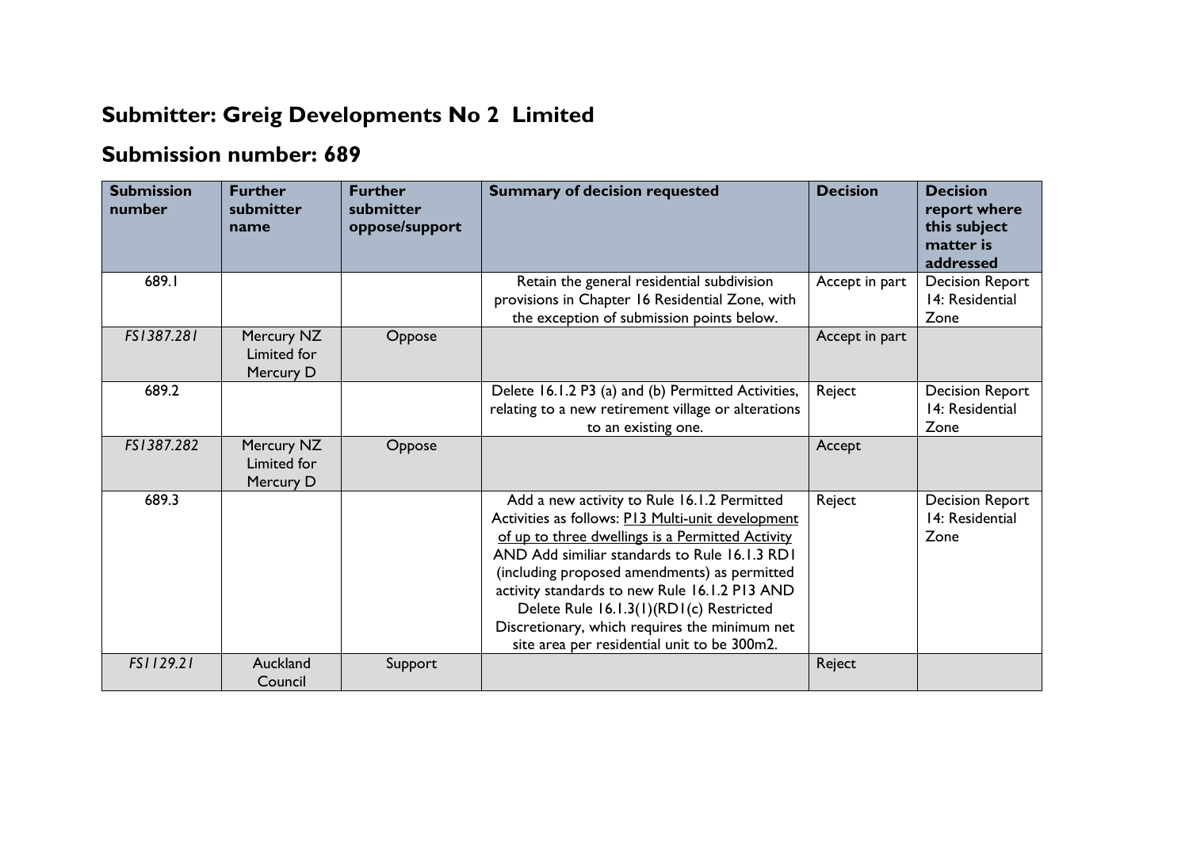# Submitter: Greig Developments No 2 Limited

## Submission number: 689

| Submission number | Further submitter name | Further submitter oppose/support | Summary of decision requested | Decision | Decision report where this subject matter is addressed |
|---|---|---|---|---|---|
| 689.1 | | | Retain the general residential subdivision provisions in Chapter 16 Residential Zone, with the exception of submission points below. | Accept in part | Decision Report 14: Residential Zone |
| *FS1387.281* | Mercury NZ Limited for Mercury D | Oppose | | Accept in part | |
| 689.2 | | | Delete 16.1.2 P3 (a) and (b) Permitted Activities, relating to a new retirement village or alterations to an existing one. | Reject | Decision Report 14: Residential Zone |
| *FS1387.282* | Mercury NZ Limited for Mercury D | Oppose | | Accept | |
| 689.3 | | | Add a new activity to Rule 16.1.2 Permitted Activities as follows: <u>P13 Multi-unit development of up to three dwellings is a Permitted Activity</u> AND Add similiar standards to Rule 16.1.3 RD1 (including proposed amendments) as permitted activity standards to new Rule 16.1.2 P13 AND Delete Rule 16.1.3(1)(RD1(c) Restricted Discretionary, which requires the minimum net site area per residential unit to be 300m2. | Reject | Decision Report 14: Residential Zone |
| *FS1129.21* | Auckland Council | Support | | Reject | |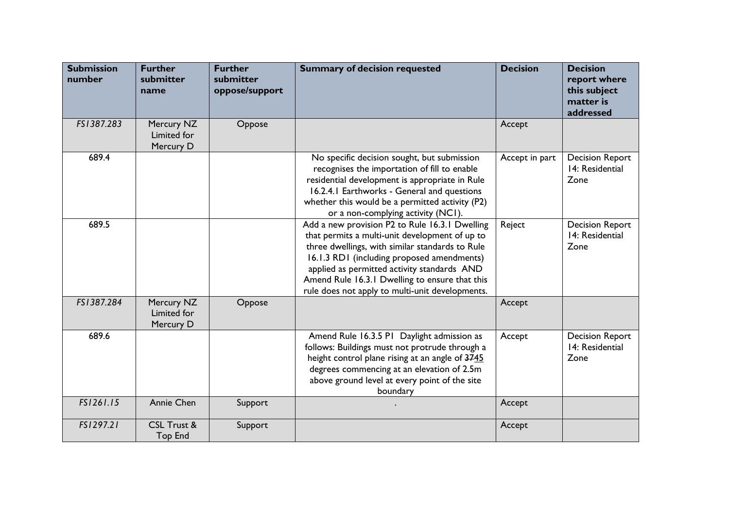| Submission number | Further submitter name | Further submitter oppose/support | Summary of decision requested | Decision | Decision report where this subject matter is addressed |
|---|---|---|---|---|---|
| *FS1387.283* | Mercury NZ Limited for Mercury D | Oppose | | Accept | |
| 689.4 | | | No specific decision sought, but submission recognises the importation of fill to enable residential development is appropriate in Rule 16.2.4.1 Earthworks - General and questions whether this would be a permitted activity (P2) or a non-complying activity (NC1). | Accept in part | Decision Report 14: Residential Zone |
| 689.5 | | | Add a new provision P2 to Rule 16.3.1 Dwelling that permits a multi-unit development of up to three dwellings, with similar standards to Rule 16.1.3 RD1 (including proposed amendments) applied as permitted activity standards AND Amend Rule 16.3.1 Dwelling to ensure that this rule does not apply to multi-unit developments. | Reject | Decision Report 14: Residential Zone |
| *FS1387.284* | Mercury NZ Limited for Mercury D | Oppose | | Accept | |
| 689.6 | | | Amend Rule 16.3.5 P1 Daylight admission as follows: Buildings must not protrude through a height control plane rising at an angle of ~~37~~<u>45</u> degrees commencing at an elevation of 2.5m above ground level at every point of the site boundary | Accept | Decision Report 14: Residential Zone |
| *FS1261.15* | Annie Chen | Support | . | Accept | |
| *FS1297.21* | CSL Trust & Top End | Support | | Accept | |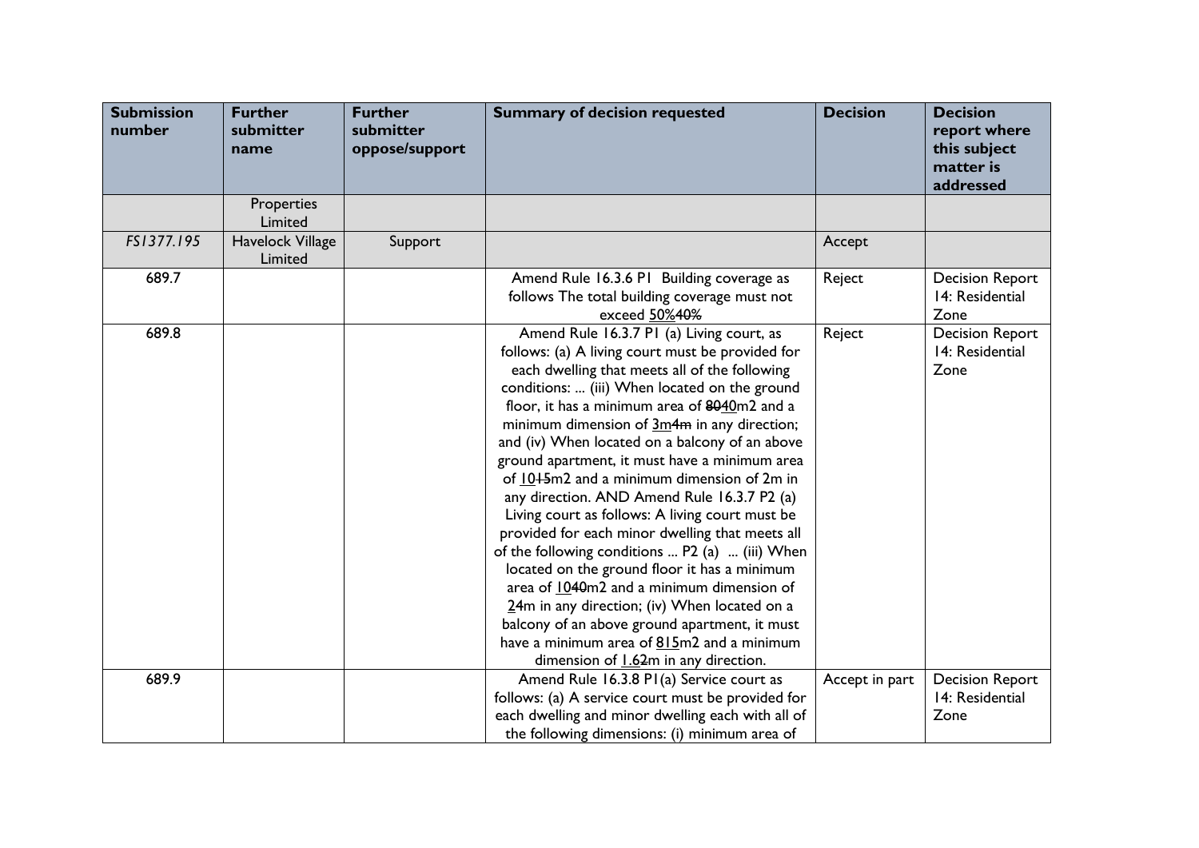| Submission number | Further submitter name | Further submitter oppose/support | Summary of decision requested | Decision | Decision report where this subject matter is addressed |
|---|---|---|---|---|---|
| | Properties Limited | | | | |
| *FS1377.195* | Havelock Village Limited | Support | | Accept | |
| 689.7 | | | Amend Rule 16.3.6 P1 Building coverage as follows The total building coverage must not exceed <u>50%</u>~~40%~~ | Reject | Decision Report 14: Residential Zone |
| 689.8 | | | Amend Rule 16.3.7 P1 (a) Living court, as follows: (a) A living court must be provided for each dwelling that meets all of the following conditions: ... (iii) When located on the ground floor, it has a minimum area of ~~80~~<u>40</u>m2 and a minimum dimension of <u>3m</u>~~4m~~ in any direction; and (iv) When located on a balcony of an above ground apartment, it must have a minimum area of <u>10</u>~~15~~m2 and a minimum dimension of 2m in any direction. AND Amend Rule 16.3.7 P2 (a) Living court as follows: A living court must be provided for each minor dwelling that meets all of the following conditions ... P2 (a) ... (iii) When located on the ground floor it has a minimum area of <u>10</u>~~40~~m2 and a minimum dimension of <u>2</u>~~4~~m in any direction; (iv) When located on a balcony of an above ground apartment, it must have a minimum area of <u>8</u>~~15~~m2 and a minimum dimension of <u>1.6</u>~~2~~m in any direction. | Reject | Decision Report 14: Residential Zone |
| 689.9 | | | Amend Rule 16.3.8 P1(a) Service court as follows: (a) A service court must be provided for each dwelling and minor dwelling each with all of the following dimensions: (i) minimum area of | Accept in part | Decision Report 14: Residential Zone |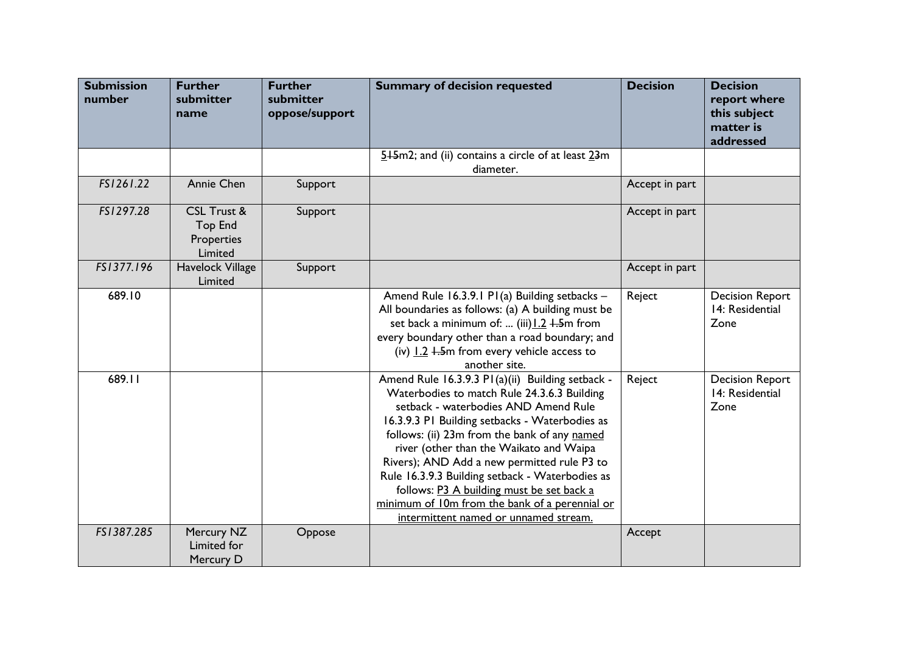| Submission number | Further submitter name | Further submitter oppose/support | Summary of decision requested | Decision | Decision report where this subject matter is addressed |
|---|---|---|---|---|---|
| | | | <u>5</u>~~15~~m2; and (ii) contains a circle of at least <u>2</u>~~3~~m diameter. | | |
| *FS1261.22* | Annie Chen | Support | | Accept in part | |
| *FS1297.28* | CSL Trust & Top End Properties Limited | Support | | Accept in part | |
| *FS1377.196* | Havelock Village Limited | Support | | Accept in part | |
| 689.10 | | | Amend Rule 16.3.9.1 P1(a) Building setbacks – All boundaries as follows: (a) A building must be set back a minimum of: ... (iii)<u>1.2</u> ~~1.5~~m from every boundary other than a road boundary; and (iv) <u>1.2</u> ~~1.5~~m from every vehicle access to another site. | Reject | Decision Report 14: Residential Zone |
| 689.11 | | | Amend Rule 16.3.9.3 P1(a)(ii) Building setback - Waterbodies to match Rule 24.3.6.3 Building setback - waterbodies AND Amend Rule 16.3.9.3 P1 Building setbacks - Waterbodies as follows: (ii) 23m from the bank of any <u>named</u> river (other than the Waikato and Waipa Rivers); AND Add a new permitted rule P3 to Rule 16.3.9.3 Building setback - Waterbodies as follows: <u>P3 A building must be set back a minimum of 10m from the bank of a perennial or intermittent named or unnamed stream.</u> | Reject | Decision Report 14: Residential Zone |
| *FS1387.285* | Mercury NZ Limited for Mercury D | Oppose | | Accept | |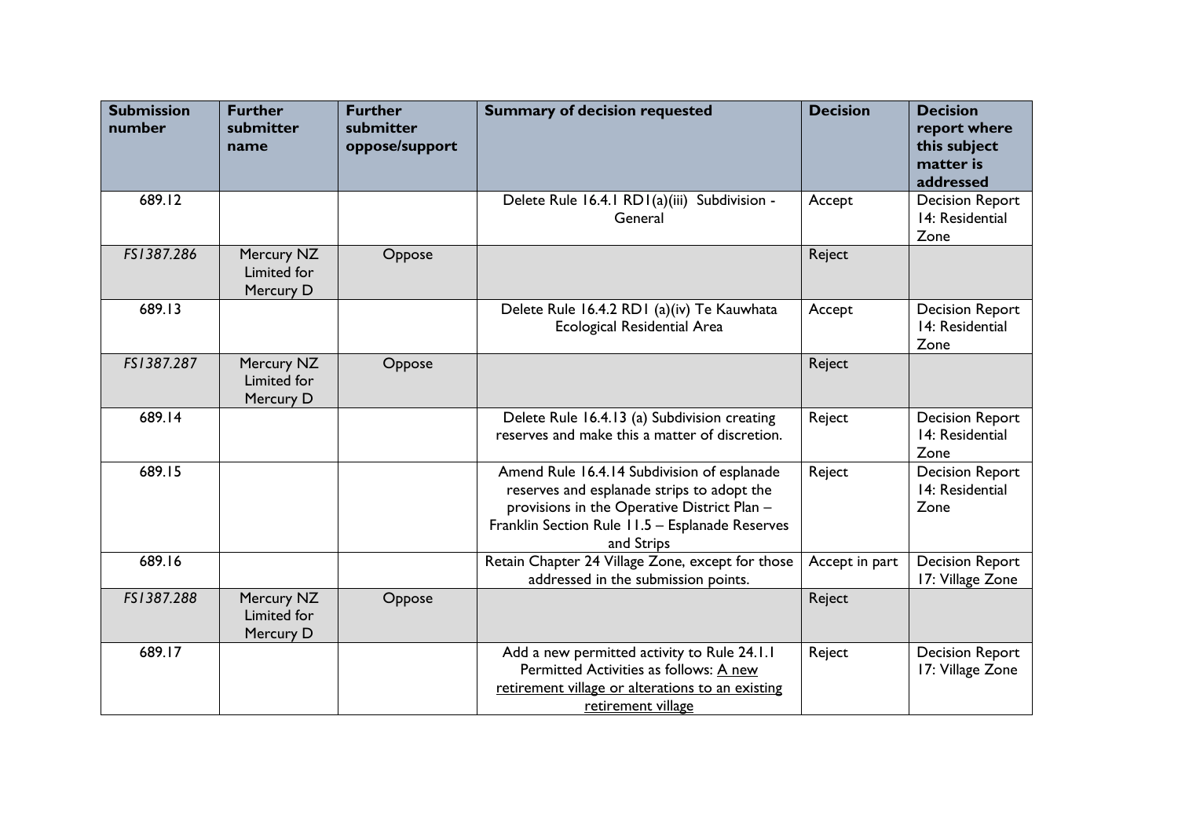| Submission number | Further submitter name | Further submitter oppose/support | Summary of decision requested | Decision | Decision report where this subject matter is addressed |
|---|---|---|---|---|---|
| 689.12 | | | Delete Rule 16.4.1 RD1(a)(iii) Subdivision - General | Accept | Decision Report 14: Residential Zone |
| *FS1387.286* | Mercury NZ Limited for Mercury D | Oppose | | Reject | |
| 689.13 | | | Delete Rule 16.4.2 RD1 (a)(iv) Te Kauwhata Ecological Residential Area | Accept | Decision Report 14: Residential Zone |
| *FS1387.287* | Mercury NZ Limited for Mercury D | Oppose | | Reject | |
| 689.14 | | | Delete Rule 16.4.13 (a) Subdivision creating reserves and make this a matter of discretion. | Reject | Decision Report 14: Residential Zone |
| 689.15 | | | Amend Rule 16.4.14 Subdivision of esplanade reserves and esplanade strips to adopt the provisions in the Operative District Plan – Franklin Section Rule 11.5 – Esplanade Reserves and Strips | Reject | Decision Report 14: Residential Zone |
| 689.16 | | | Retain Chapter 24 Village Zone, except for those addressed in the submission points. | Accept in part | Decision Report 17: Village Zone |
| *FS1387.288* | Mercury NZ Limited for Mercury D | Oppose | | Reject | |
| 689.17 | | | Add a new permitted activity to Rule 24.1.1 Permitted Activities as follows: <u>A new retirement village or alterations to an existing retirement village</u> | Reject | Decision Report 17: Village Zone |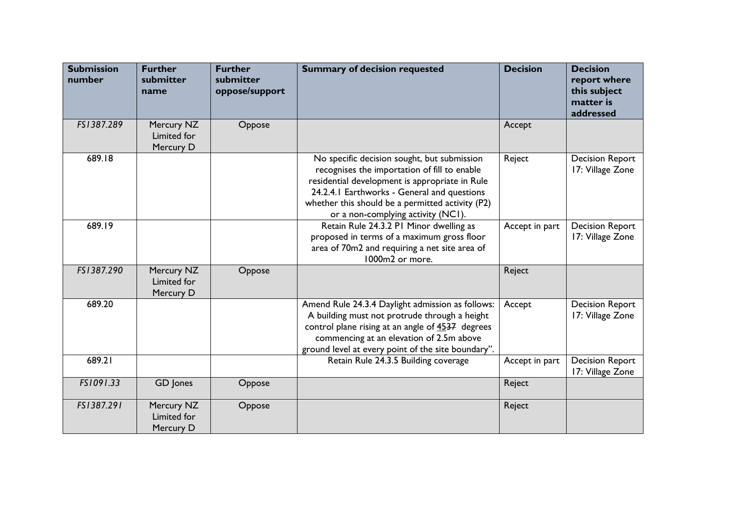| Submission number | Further submitter name | Further submitter oppose/support | Summary of decision requested | Decision | Decision report where this subject matter is addressed |
|---|---|---|---|---|---|
| *FS1387.289* | Mercury NZ Limited for Mercury D | Oppose | | Accept | |
| 689.18 | | | No specific decision sought, but submission recognises the importation of fill to enable residential development is appropriate in Rule 24.2.4.1 Earthworks - General and questions whether this should be a permitted activity (P2) or a non-complying activity (NC1). | Reject | Decision Report 17: Village Zone |
| 689.19 | | | Retain Rule 24.3.2 P1 Minor dwelling as proposed in terms of a maximum gross floor area of 70m2 and requiring a net site area of 1000m2 or more. | Accept in part | Decision Report 17: Village Zone |
| *FS1387.290* | Mercury NZ Limited for Mercury D | Oppose | | Reject | |
| 689.20 | | | Amend Rule 24.3.4 Daylight admission as follows: A building must not protrude through a height control plane rising at an angle of <u>45</u>~~37~~ degrees commencing at an elevation of 2.5m above ground level at every point of the site boundary". | Accept | Decision Report 17: Village Zone |
| 689.21 | | | Retain Rule 24.3.5 Building coverage | Accept in part | Decision Report 17: Village Zone |
| *FS1091.33* | GD Jones | Oppose | | Reject | |
| *FS1387.291* | Mercury NZ Limited for Mercury D | Oppose | | Reject | |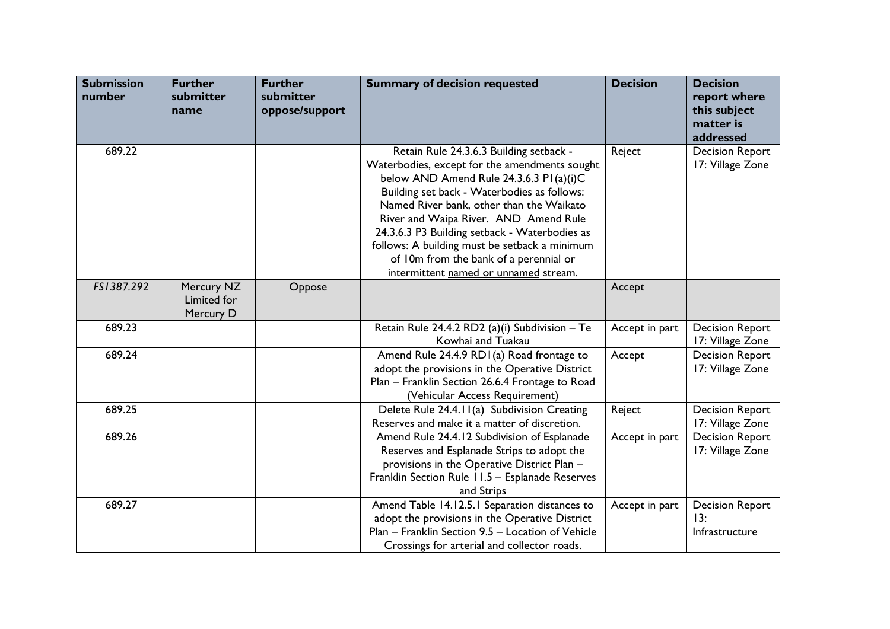| Submission number | Further submitter name | Further submitter oppose/support | Summary of decision requested | Decision | Decision report where this subject matter is addressed |
|---|---|---|---|---|---|
| 689.22 | | | Retain Rule 24.3.6.3 Building setback - Waterbodies, except for the amendments sought below AND Amend Rule 24.3.6.3 P1(a)(i)C Building set back - Waterbodies as follows: Named River bank, other than the Waikato River and Waipa River. AND Amend Rule 24.3.6.3 P3 Building setback - Waterbodies as follows: A building must be setback a minimum of 10m from the bank of a perennial or intermittent named or unnamed stream. | Reject | Decision Report 17: Village Zone |
| *FS1387.292* | Mercury NZ Limited for Mercury D | Oppose | | Accept | |
| 689.23 | | | Retain Rule 24.4.2 RD2 (a)(i) Subdivision – Te Kowhai and Tuakau | Accept in part | Decision Report 17: Village Zone |
| 689.24 | | | Amend Rule 24.4.9 RD1(a) Road frontage to adopt the provisions in the Operative District Plan – Franklin Section 26.6.4 Frontage to Road (Vehicular Access Requirement) | Accept | Decision Report 17: Village Zone |
| 689.25 | | | Delete Rule 24.4.11(a) Subdivision Creating Reserves and make it a matter of discretion. | Reject | Decision Report 17: Village Zone |
| 689.26 | | | Amend Rule 24.4.12 Subdivision of Esplanade Reserves and Esplanade Strips to adopt the provisions in the Operative District Plan – Franklin Section Rule 11.5 – Esplanade Reserves and Strips | Accept in part | Decision Report 17: Village Zone |
| 689.27 | | | Amend Table 14.12.5.1 Separation distances to adopt the provisions in the Operative District Plan – Franklin Section 9.5 – Location of Vehicle Crossings for arterial and collector roads. | Accept in part | Decision Report 13: Infrastructure |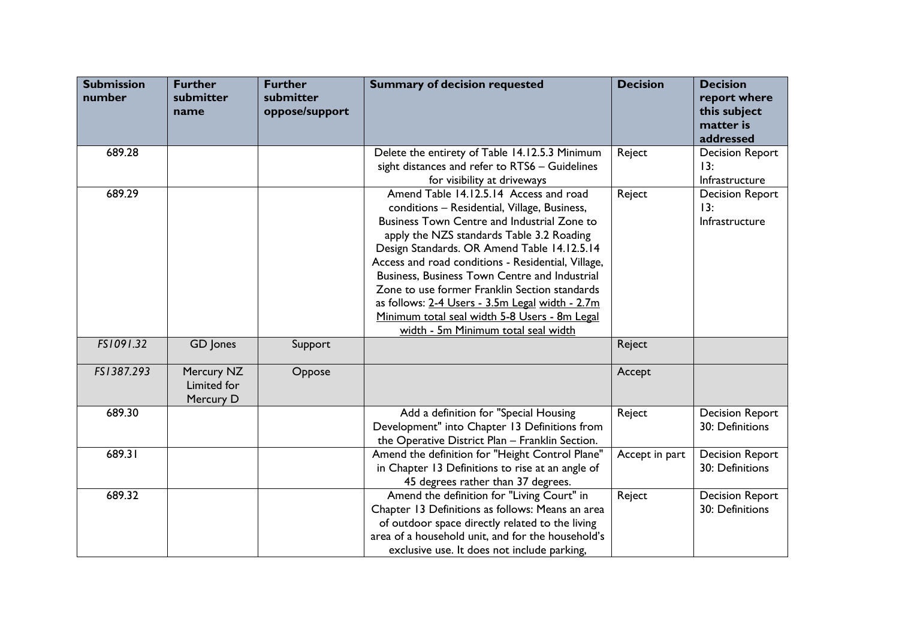| Submission number | Further submitter name | Further submitter oppose/support | Summary of decision requested | Decision | Decision report where this subject matter is addressed |
|---|---|---|---|---|---|
| 689.28 | | | Delete the entirety of Table 14.12.5.3 Minimum sight distances and refer to RTS6 – Guidelines for visibility at driveways | Reject | Decision Report 13: Infrastructure |
| 689.29 | | | Amend Table 14.12.5.14 Access and road conditions – Residential, Village, Business, Business Town Centre and Industrial Zone to apply the NZS standards Table 3.2 Roading Design Standards. OR Amend Table 14.12.5.14 Access and road conditions - Residential, Village, Business, Business Town Centre and Industrial Zone to use former Franklin Section standards as follows: <u>2-4 Users - 3.5m Legal</u> <u>width - 2.7m Minimum total seal width 5-8 Users - 8m Legal width - 5m Minimum total seal width</u> | Reject | Decision Report 13: Infrastructure |
| *FS1091.32* | GD Jones | Support | | Reject | |
| *FS1387.293* | Mercury NZ Limited for Mercury D | Oppose | | Accept | |
| 689.30 | | | Add a definition for "Special Housing Development" into Chapter 13 Definitions from the Operative District Plan – Franklin Section. | Reject | Decision Report 30: Definitions |
| 689.31 | | | Amend the definition for "Height Control Plane" in Chapter 13 Definitions to rise at an angle of 45 degrees rather than 37 degrees. | Accept in part | Decision Report 30: Definitions |
| 689.32 | | | Amend the definition for "Living Court" in Chapter 13 Definitions as follows: Means an area of outdoor space directly related to the living area of a household unit, and for the household's exclusive use. It does not include parking, | Reject | Decision Report 30: Definitions |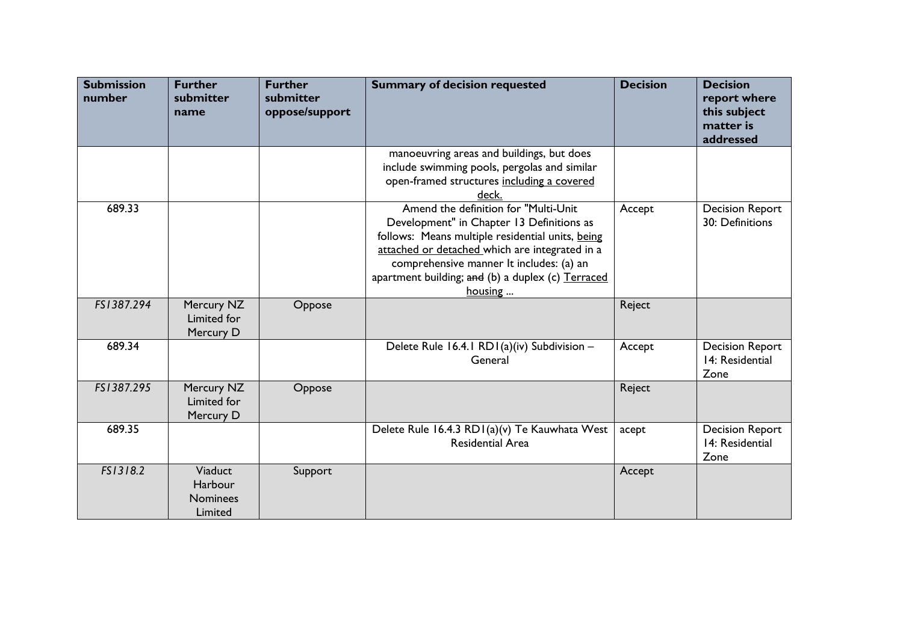| Submission number | Further submitter name | Further submitter oppose/support | Summary of decision requested | Decision | Decision report where this subject matter is addressed |
|---|---|---|---|---|---|
| | | | manoeuvring areas and buildings, but does include swimming pools, pergolas and similar open-framed structures <u>including a covered deck.</u> | | |
| 689.33 | | | Amend the definition for "Multi-Unit Development" in Chapter 13 Definitions as follows: Means multiple residential units, <u>being attached or detached</u> which are integrated in a comprehensive manner It includes: (a) an apartment building; ~~and~~ (b) a duplex (c) <u>Terraced housing</u> ... | Accept | Decision Report 30: Definitions |
| *FS1387.294* | Mercury NZ Limited for Mercury D | Oppose | | Reject | |
| 689.34 | | | Delete Rule 16.4.1 RD1(a)(iv) Subdivision – General | Accept | Decision Report 14: Residential Zone |
| *FS1387.295* | Mercury NZ Limited for Mercury D | Oppose | | Reject | |
| 689.35 | | | Delete Rule 16.4.3 RD1(a)(v) Te Kauwhata West Residential Area | acept | Decision Report 14: Residential Zone |
| *FS1318.2* | Viaduct Harbour Nominees Limited | Support | | Accept | |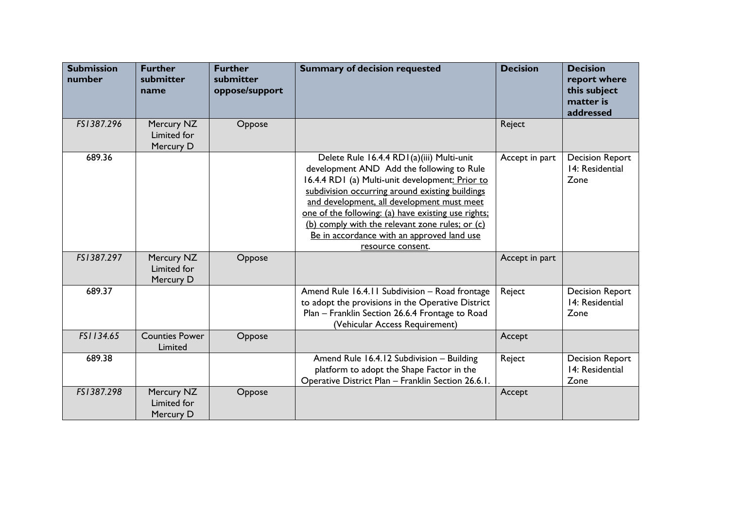| Submission number | Further submitter name | Further submitter oppose/support | Summary of decision requested | Decision | Decision report where this subject matter is addressed |
|---|---|---|---|---|---|
| *FS1387.296* | Mercury NZ Limited for Mercury D | Oppose | | Reject | |
| 689.36 | | | Delete Rule 16.4.4 RD1(a)(iii) Multi-unit development AND Add the following to Rule 16.4.4 RD1 (a) Multi-unit development<u>: Prior to subdivision occurring around existing buildings and development, all development must meet one of the following: (a) have existing use rights; (b) comply with the relevant zone rules; or (c) Be in accordance with an approved land use resource consent</u>. | Accept in part | Decision Report 14: Residential Zone |
| *FS1387.297* | Mercury NZ Limited for Mercury D | Oppose | | Accept in part | |
| 689.37 | | | Amend Rule 16.4.11 Subdivision – Road frontage to adopt the provisions in the Operative District Plan – Franklin Section 26.6.4 Frontage to Road (Vehicular Access Requirement) | Reject | Decision Report 14: Residential Zone |
| *FS1134.65* | Counties Power Limited | Oppose | | Accept | |
| 689.38 | | | Amend Rule 16.4.12 Subdivision – Building platform to adopt the Shape Factor in the Operative District Plan – Franklin Section 26.6.1. | Reject | Decision Report 14: Residential Zone |
| *FS1387.298* | Mercury NZ Limited for Mercury D | Oppose | | Accept | |